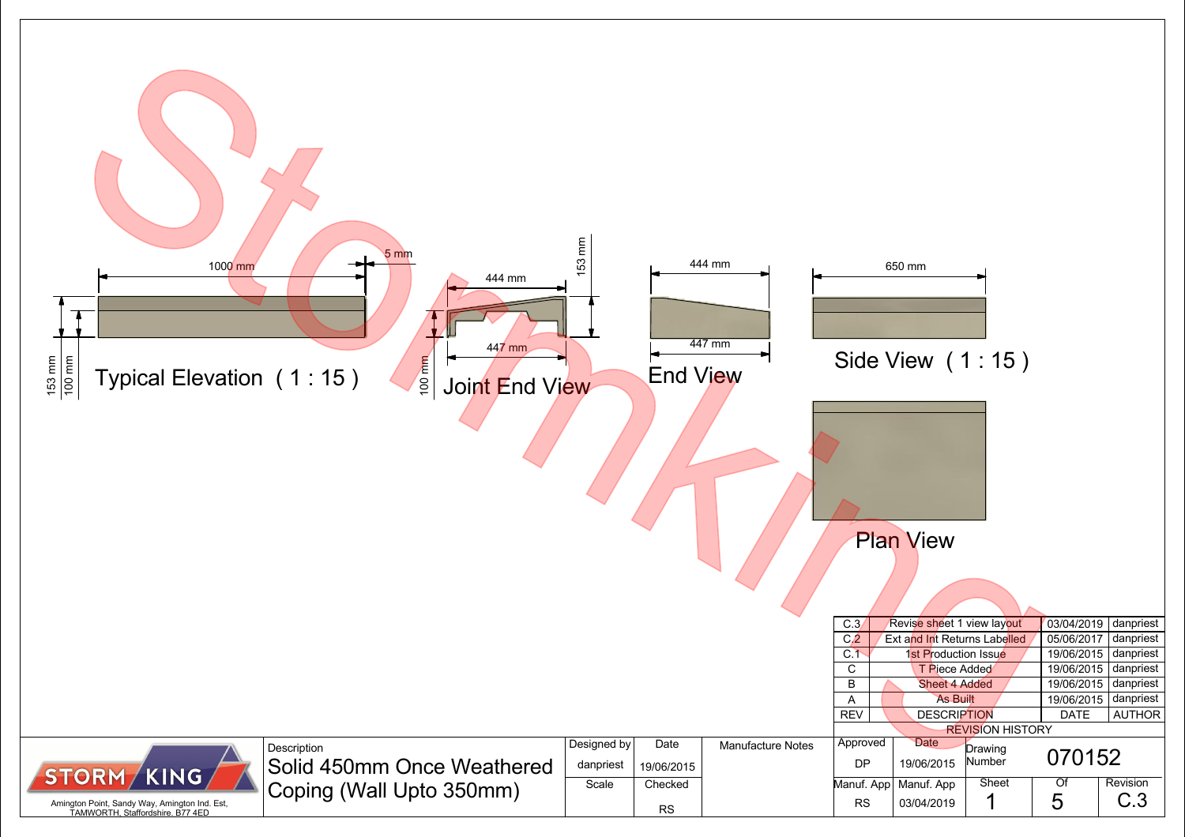Typical Elevation ( 1 : 15 )

1000 mm

5 mm

153 mm

100 mm

Joint End View

444 mm

447 mm

153 mm

100 mm

End View

444 mm

447 mm

Side View ( 1 : 15 )

650 mm

Plan View

| REV | DESCRIPTION | DATE | AUTHOR |
|---|---|---|---|
| C.3 | Revise sheet 1 view layout | 03/04/2019 | danpriest |
| C.2 | Ext and Int Returns Labelled | 05/06/2017 | danpriest |
| C.1 | 1st Production Issue | 19/06/2015 | danpriest |
| C | T Piece Added | 19/06/2015 | danpriest |
| B | Sheet 4 Added | 19/06/2015 | danpriest |
| A | As Built | 19/06/2015 | danpriest |

REVISION HISTORY

STORM KING

Amington Point, Sandy Way, Amington Ind. Est, TAMWORTH, Staffordshire. B77 4ED

Description: Solid 450mm Once Weathered Coping (Wall Upto 350mm)

| Designed by | Date | Scale | Checked |
|---|---|---|---|
| danpriest | 19/06/2015 | | RS |

Manufacture Notes

| Approved | Date | Manuf. App | Manuf. App |
|---|---|---|---|
| DP | 19/06/2015 | RS | 03/04/2019 |

| Drawing Number | Sheet | Of | Revision |
|---|---|---|---|
| 070152 | 1 | 5 | C.3 |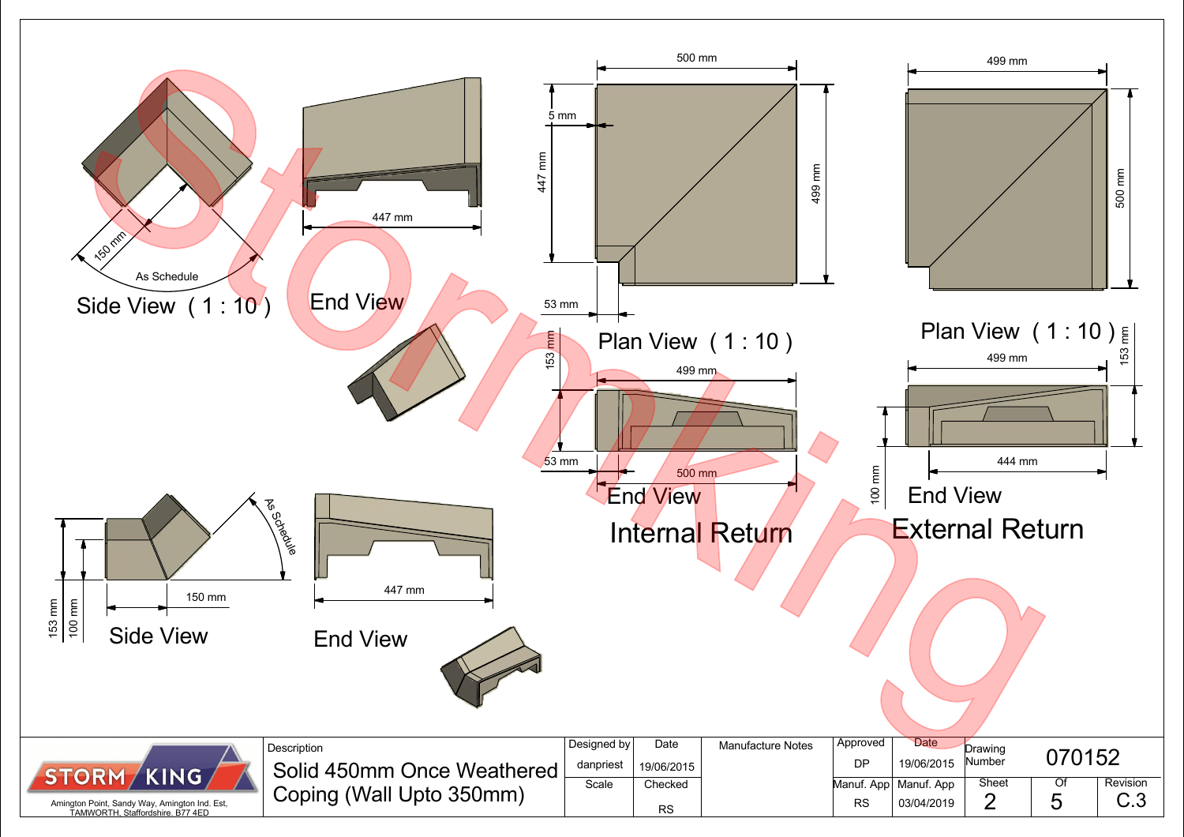Side View ( 1 : 10 )

150 mm

As Schedule

End View

447 mm

Plan View ( 1 : 10 )

500 mm

5 mm

447 mm

499 mm

53 mm

153 mm

499 mm

53 mm

500 mm

End View

## Internal Return

Plan View ( 1 : 10 )

499 mm

500 mm

153 mm

499 mm

100 mm

444 mm

End View

## External Return

As Schedule

153 mm

100 mm

150 mm

Side View

447 mm

End View

STORM KING

Amington Point, Sandy Way, Amington Ind. Est, TAMWORTH, Staffordshire. B77 4ED

| Description | Designed by | Date | Manufacture Notes | Approved | Date | Drawing Number | | |
|---|---|---|---|---|---|---|---|---|
| Solid 450mm Once Weathered Coping (Wall Upto 350mm) | danpriest | 19/06/2015 | | DP | 19/06/2015 | 070152 | | |
| | Scale | Checked | | Manuf. App | Manuf. App | Sheet | Of | Revision |
| | | RS | | RS | 03/04/2019 | 2 | 5 | C.3 |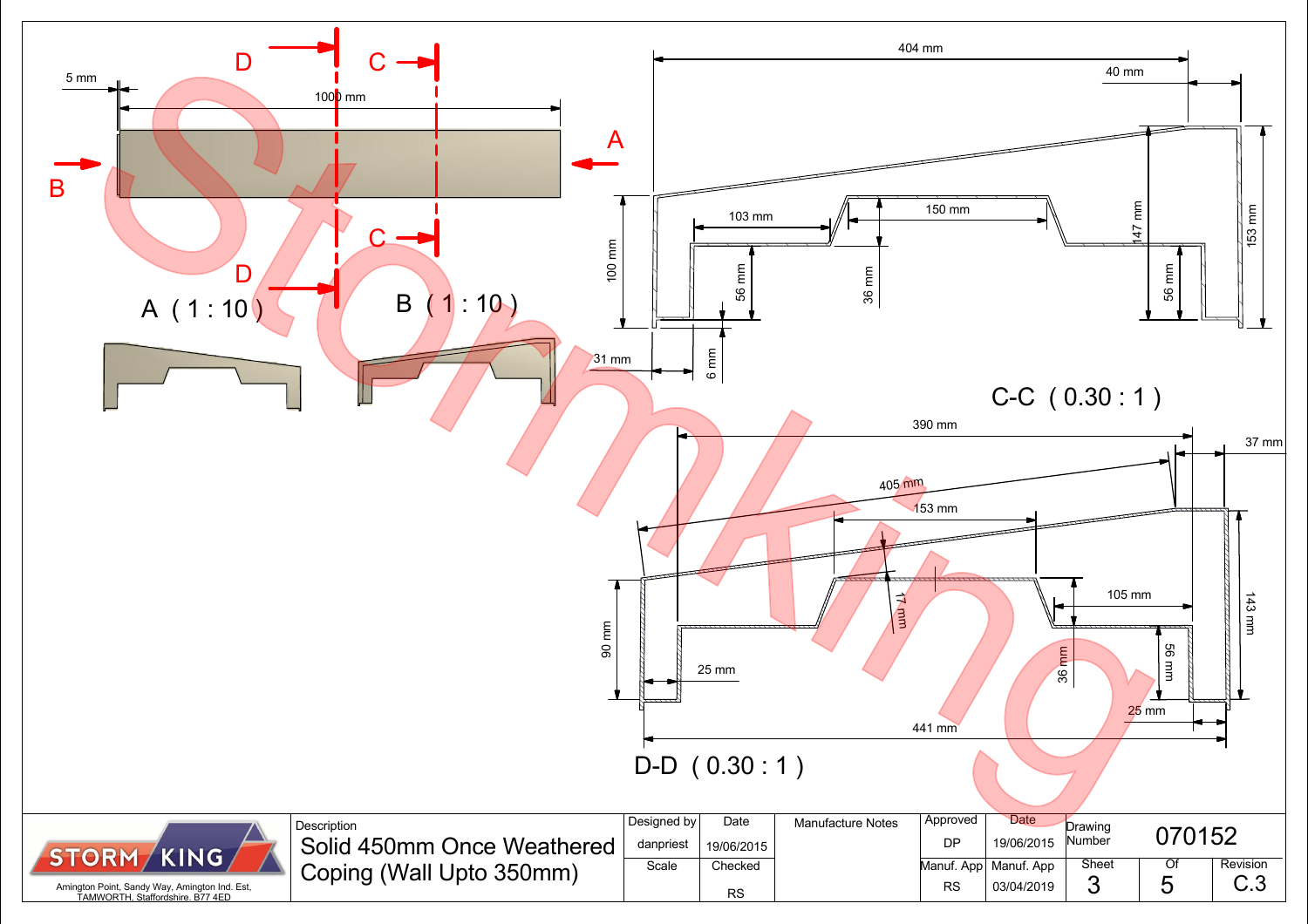5 mm

1000 mm

D — D

C — C

A

B

A ( 1 : 10 )

B ( 1 : 10 )

404 mm

40 mm

103 mm

150 mm

100 mm

56 mm

36 mm

147 mm

56 mm

153 mm

31 mm

6 mm

C-C ( 0.30 : 1 )

390 mm

37 mm

405 mm

153 mm

17 mm

105 mm

90 mm

25 mm

36 mm

56 mm

143 mm

25 mm

441 mm

D-D ( 0.30 : 1 )

| STORM KING<br>Amington Point, Sandy Way, Amington Ind. Est, TAMWORTH, Staffordshire. B77 4ED | Description<br>Solid 450mm Once Weathered Coping (Wall Upto 350mm) | Designed by<br>danpriest | Date<br>19/06/2015 | Manufacture Notes | Approved<br>DP | Date<br>19/06/2015 | Drawing Number | 070152 | |
|---|---|---|---|---|---|---|---|---|---|
| | | Scale | Checked<br>RS | | Manuf. App<br>RS | Manuf. App<br>03/04/2019 | Sheet<br>3 | Of<br>5 | Revision<br>C.3 |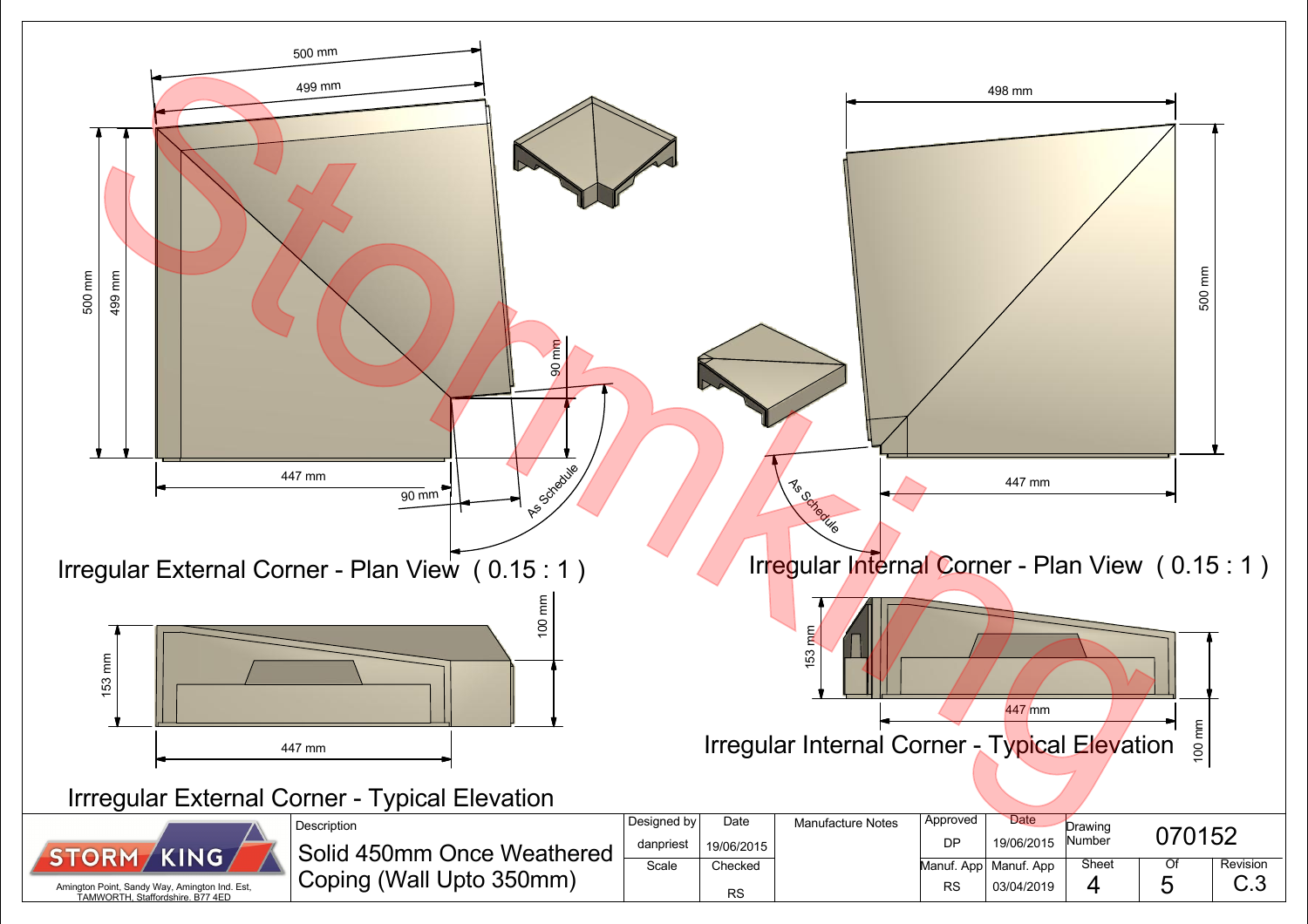## Irregular External Corner - Plan View ( 0.15 : 1 )

500 mm, 499 mm, 500 mm, 499 mm, 447 mm, 90 mm, 90 mm, As Schedule

## Irregular Internal Corner - Plan View ( 0.15 : 1 )

498 mm, 500 mm, 447 mm, As Schedule

## Irrregular External Corner - Typical Elevation

153 mm, 100 mm, 447 mm

## Irregular Internal Corner - Typical Elevation

153 mm, 447 mm, 100 mm

Stormking

| STORM KING — Amington Point, Sandy Way, Amington Ind. Est, TAMWORTH, Staffordshire. B77 4ED | Description | Designed by | Date | Manufacture Notes | Approved | Date | Drawing Number | 070152 | |
|---|---|---|---|---|---|---|---|---|---|
| | Solid 450mm Once Weathered Coping (Wall Upto 350mm) | danpriest | 19/06/2015 | | DP | 19/06/2015 | | | |
| | | Scale | Checked | | Manuf. App | Manuf. App | Sheet | Of | Revision |
| | | | RS | | RS | 03/04/2019 | 4 | 5 | C.3 |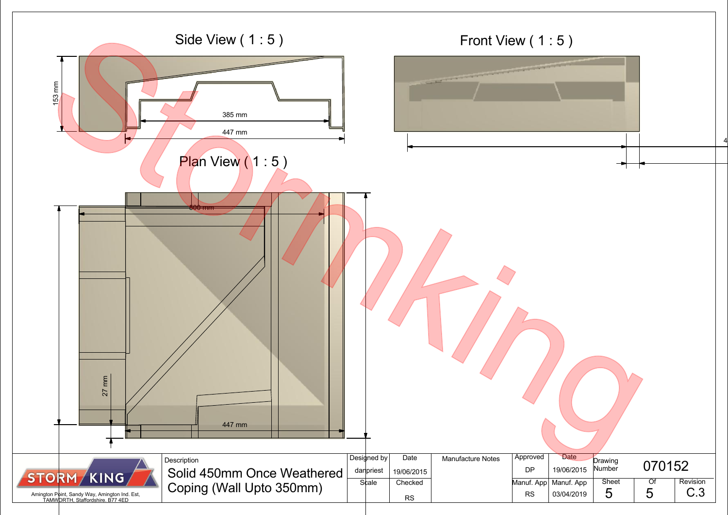Side View ( 1 : 5 )

153 mm

385 mm

447 mm

Front View ( 1 : 5 )

Plan View ( 1 : 5 )

600 mm

27 mm

447 mm

Stormking

Amington Point, Sandy Way, Amington Ind. Est, TAMWORTH, Staffordshire. B77 4ED

| | | | | | | | | | | |
|---|---|---|---|---|---|---|---|---|---|---|
| Description | Designed by | Date | Manufacture Notes | Approved | Date | Drawing Number | 070152 | | | |
| Solid 450mm Once Weathered Coping (Wall Upto 350mm) | danpriest | 19/06/2015 | | DP | 19/06/2015 | | | | | |
| | Scale | Checked | | Manuf. App | Manuf. App | Sheet | Of | Revision | | |
| | | RS | | RS | 03/04/2019 | 5 | 5 | C.3 | | |